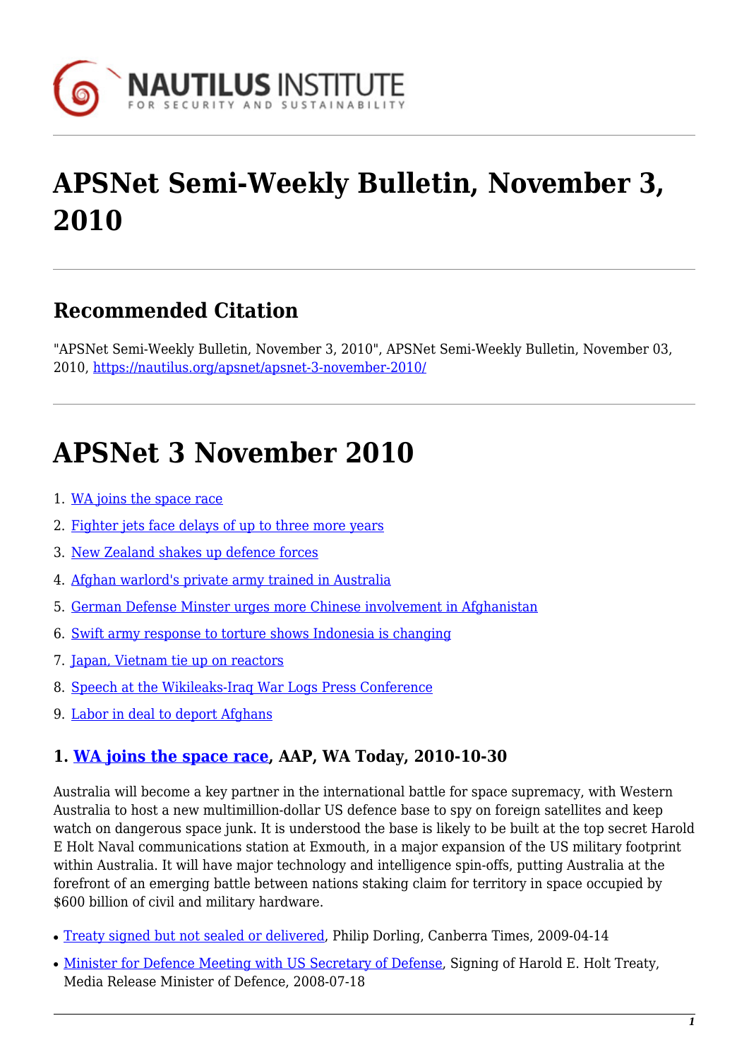# APSNet Semi-Weekly Bulletin, November 3, 2010

## Recommended Citation

"APSNet Semi-Weekly Bulletin, November 3, 2010", APSNet Semi-Weekly Bulletin, November 03, 2010, https://nautilus.org/apsnet/apsnet-3-november-2010/

# APSNet 3 November 2010

1. WA joins the space race
2. Fighter jets face delays of up to three more years
3. New Zealand shakes up defence forces
4. Afghan warlord's private army trained in Australia
5. German Defense Minster urges more Chinese involvement in Afghanistan
6. Swift army response to torture shows Indonesia is changing
7. Japan, Vietnam tie up on reactors
8. Speech at the Wikileaks-Iraq War Logs Press Conference
9. Labor in deal to deport Afghans

### 1. WA joins the space race, AAP, WA Today, 2010-10-30

Australia will become a key partner in the international battle for space supremacy, with Western Australia to host a new multimillion-dollar US defence base to spy on foreign satellites and keep watch on dangerous space junk. It is understood the base is likely to be built at the top secret Harold E Holt Naval communications station at Exmouth, in a major expansion of the US military footprint within Australia. It will have major technology and intelligence spin-offs, putting Australia at the forefront of an emerging battle between nations staking claim for territory in space occupied by $600 billion of civil and military hardware.

- Treaty signed but not sealed or delivered, Philip Dorling, Canberra Times, 2009-04-14
- Minister for Defence Meeting with US Secretary of Defense, Signing of Harold E. Holt Treaty, Media Release Minister of Defence, 2008-07-18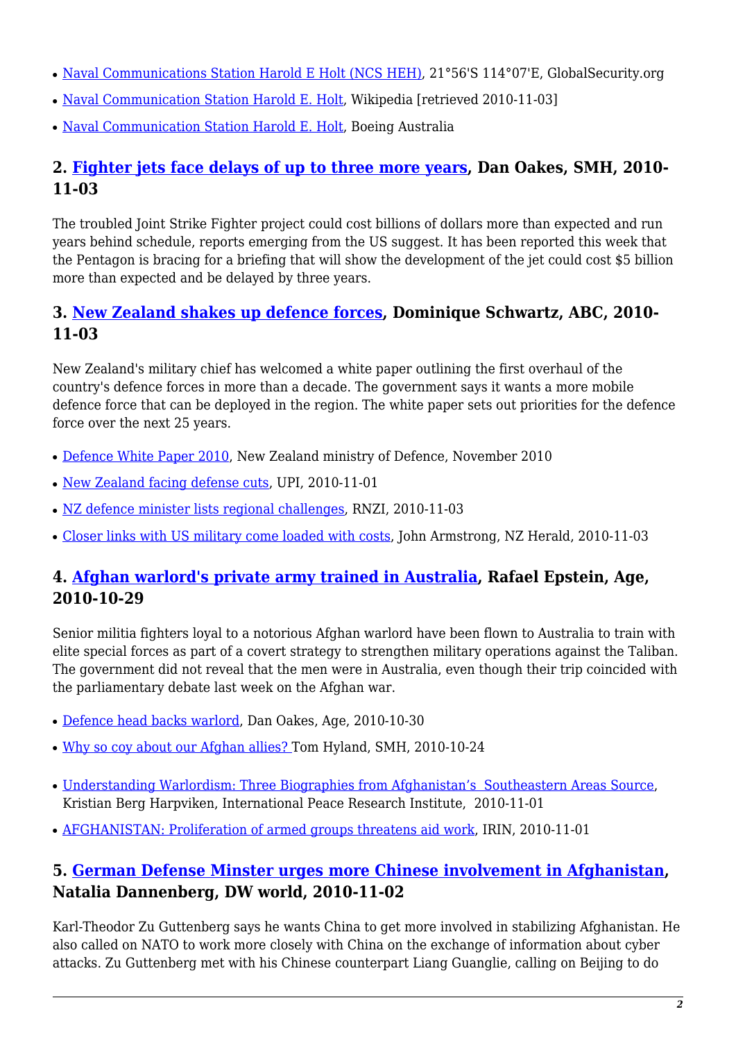- Naval Communications Station Harold E Holt (NCS HEH), 21°56'S 114°07'E, GlobalSecurity.org
- Naval Communication Station Harold E. Holt, Wikipedia [retrieved 2010-11-03]
- Naval Communication Station Harold E. Holt, Boeing Australia

### 2. Fighter jets face delays of up to three more years, Dan Oakes, SMH, 2010-11-03

The troubled Joint Strike Fighter project could cost billions of dollars more than expected and run years behind schedule, reports emerging from the US suggest. It has been reported this week that the Pentagon is bracing for a briefing that will show the development of the jet could cost $5 billion more than expected and be delayed by three years.

### 3. New Zealand shakes up defence forces, Dominique Schwartz, ABC, 2010-11-03

New Zealand's military chief has welcomed a white paper outlining the first overhaul of the country's defence forces in more than a decade. The government says it wants a more mobile defence force that can be deployed in the region. The white paper sets out priorities for the defence force over the next 25 years.

- Defence White Paper 2010, New Zealand ministry of Defence, November 2010
- New Zealand facing defense cuts, UPI, 2010-11-01
- NZ defence minister lists regional challenges, RNZI, 2010-11-03
- Closer links with US military come loaded with costs, John Armstrong, NZ Herald, 2010-11-03

### 4. Afghan warlord's private army trained in Australia, Rafael Epstein, Age, 2010-10-29

Senior militia fighters loyal to a notorious Afghan warlord have been flown to Australia to train with elite special forces as part of a covert strategy to strengthen military operations against the Taliban. The government did not reveal that the men were in Australia, even though their trip coincided with the parliamentary debate last week on the Afghan war.

- Defence head backs warlord, Dan Oakes, Age, 2010-10-30
- Why so coy about our Afghan allies? Tom Hyland, SMH, 2010-10-24
- Understanding Warlordism: Three Biographies from Afghanistan's Southeastern Areas Source, Kristian Berg Harpviken, International Peace Research Institute, 2010-11-01
- AFGHANISTAN: Proliferation of armed groups threatens aid work, IRIN, 2010-11-01

### 5. German Defense Minster urges more Chinese involvement in Afghanistan, Natalia Dannenberg, DW world, 2010-11-02

Karl-Theodor Zu Guttenberg says he wants China to get more involved in stabilizing Afghanistan. He also called on NATO to work more closely with China on the exchange of information about cyber attacks. Zu Guttenberg met with his Chinese counterpart Liang Guanglie, calling on Beijing to do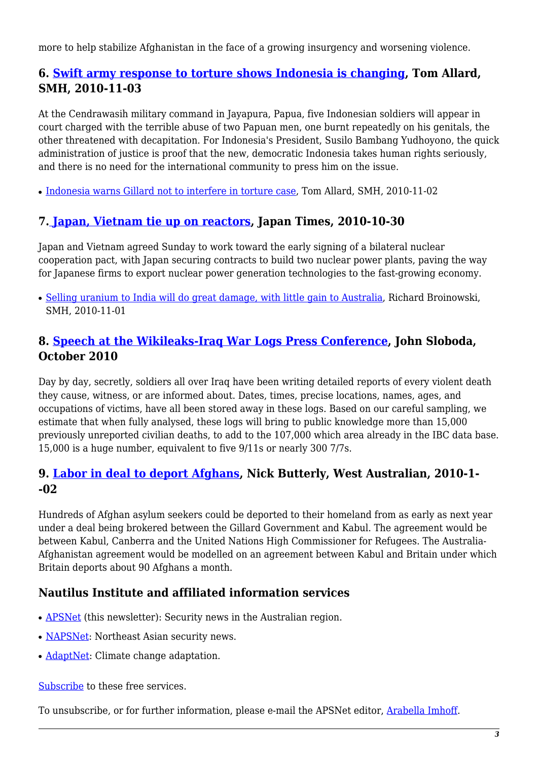more to help stabilize Afghanistan in the face of a growing insurgency and worsening violence.

### 6. **Swift army response to torture shows Indonesia is changing**, Tom Allard, SMH, 2010-11-03

At the Cendrawasih military command in Jayapura, Papua, five Indonesian soldiers will appear in court charged with the terrible abuse of two Papuan men, one burnt repeatedly on his genitals, the other threatened with decapitation. For Indonesia's President, Susilo Bambang Yudhoyono, the quick administration of justice is proof that the new, democratic Indonesia takes human rights seriously, and there is no need for the international community to press him on the issue.

- Indonesia warns Gillard not to interfere in torture case, Tom Allard, SMH, 2010-11-02

### 7. **Japan, Vietnam tie up on reactors**, Japan Times, 2010-10-30

Japan and Vietnam agreed Sunday to work toward the early signing of a bilateral nuclear cooperation pact, with Japan securing contracts to build two nuclear power plants, paving the way for Japanese firms to export nuclear power generation technologies to the fast-growing economy.

- Selling uranium to India will do great damage, with little gain to Australia, Richard Broinowski, SMH, 2010-11-01

### 8. **Speech at the Wikileaks-Iraq War Logs Press Conference**, John Sloboda, October 2010

Day by day, secretly, soldiers all over Iraq have been writing detailed reports of every violent death they cause, witness, or are informed about. Dates, times, precise locations, names, ages, and occupations of victims, have all been stored away in these logs. Based on our careful sampling, we estimate that when fully analysed, these logs will bring to public knowledge more than 15,000 previously unreported civilian deaths, to add to the 107,000 which area already in the IBC data base. 15,000 is a huge number, equivalent to five 9/11s or nearly 300 7/7s.

### 9. **Labor in deal to deport Afghans**, Nick Butterly, West Australian, 2010-1--02

Hundreds of Afghan asylum seekers could be deported to their homeland from as early as next year under a deal being brokered between the Gillard Government and Kabul. The agreement would be between Kabul, Canberra and the United Nations High Commissioner for Refugees. The Australia-Afghanistan agreement would be modelled on an agreement between Kabul and Britain under which Britain deports about 90 Afghans a month.

### Nautilus Institute and affiliated information services

- APSNet (this newsletter): Security news in the Australian region.
- NAPSNet: Northeast Asian security news.
- AdaptNet: Climate change adaptation.

Subscribe to these free services.

To unsubscribe, or for further information, please e-mail the APSNet editor, Arabella Imhoff.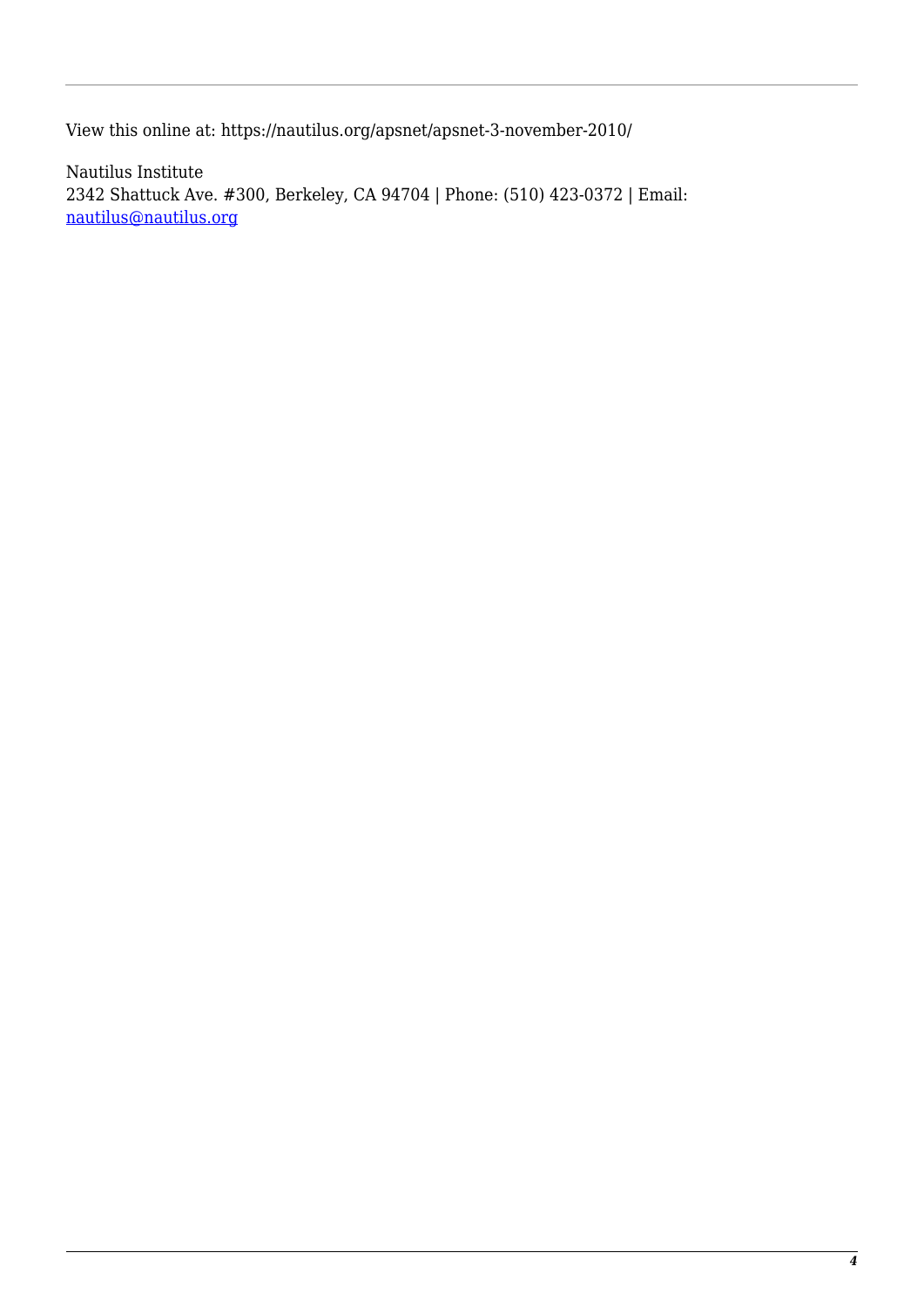View this online at: https://nautilus.org/apsnet/apsnet-3-november-2010/

Nautilus Institute
2342 Shattuck Ave. #300, Berkeley, CA 94704 | Phone: (510) 423-0372 | Email: [nautilus@nautilus.org](mailto:nautilus@nautilus.org)